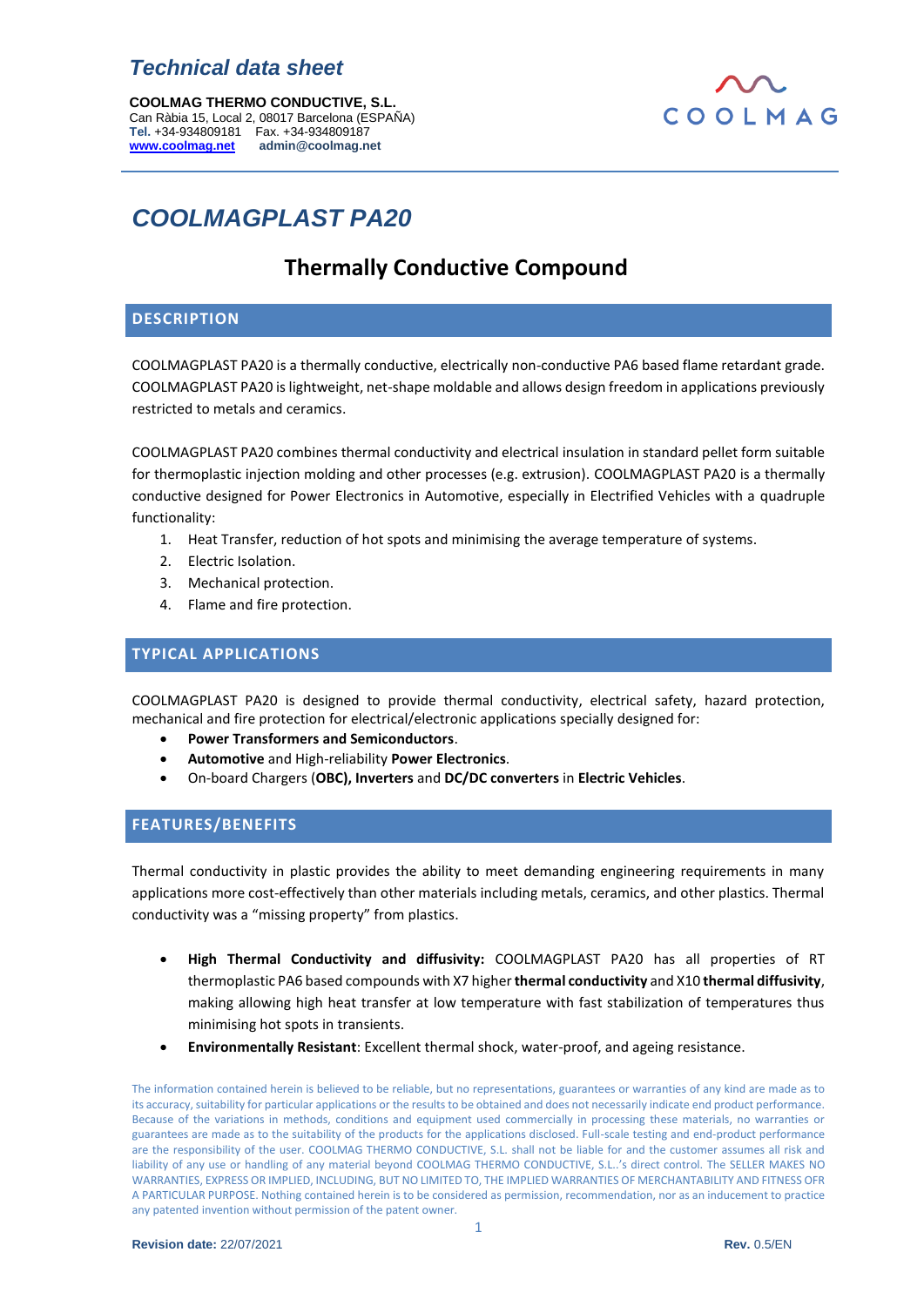*Technical data sheet*

**COOLMAG THERMO CONDUCTIVE, S.L.**
Can Ràbia 15, Local 2, 08017 Barcelona (ESPAÑA)
**Tel.** +34-934809181 Fax. +34-934809187
**www.coolmag.net** **admin@coolmag.net**

# *COOLMAGPLAST PA20*

## Thermally Conductive Compound

### DESCRIPTION

COOLMAGPLAST PA20 is a thermally conductive, electrically non-conductive PA6 based flame retardant grade. COOLMAGPLAST PA20 is lightweight, net-shape moldable and allows design freedom in applications previously restricted to metals and ceramics.

COOLMAGPLAST PA20 combines thermal conductivity and electrical insulation in standard pellet form suitable for thermoplastic injection molding and other processes (e.g. extrusion). COOLMAGPLAST PA20 is a thermally conductive designed for Power Electronics in Automotive, especially in Electrified Vehicles with a quadruple functionality:

1. Heat Transfer, reduction of hot spots and minimising the average temperature of systems.
2. Electric Isolation.
3. Mechanical protection.
4. Flame and fire protection.

### TYPICAL APPLICATIONS

COOLMAGPLAST PA20 is designed to provide thermal conductivity, electrical safety, hazard protection, mechanical and fire protection for electrical/electronic applications specially designed for:

- **Power Transformers and Semiconductors**.
- **Automotive** and High-reliability **Power Electronics**.
- On-board Chargers (**OBC), Inverters** and **DC/DC converters** in **Electric Vehicles**.

### FEATURES/BENEFITS

Thermal conductivity in plastic provides the ability to meet demanding engineering requirements in many applications more cost-effectively than other materials including metals, ceramics, and other plastics. Thermal conductivity was a "missing property" from plastics.

- **High Thermal Conductivity and diffusivity:** COOLMAGPLAST PA20 has all properties of RT thermoplastic PA6 based compounds with X7 higher **thermal conductivity** and X10 **thermal diffusivity**, making allowing high heat transfer at low temperature with fast stabilization of temperatures thus minimising hot spots in transients.
- **Environmentally Resistant**: Excellent thermal shock, water-proof, and ageing resistance.

The information contained herein is believed to be reliable, but no representations, guarantees or warranties of any kind are made as to its accuracy, suitability for particular applications or the results to be obtained and does not necessarily indicate end product performance. Because of the variations in methods, conditions and equipment used commercially in processing these materials, no warranties or guarantees are made as to the suitability of the products for the applications disclosed. Full-scale testing and end-product performance are the responsibility of the user. COOLMAG THERMO CONDUCTIVE, S.L. shall not be liable for and the customer assumes all risk and liability of any use or handling of any material beyond COOLMAG THERMO CONDUCTIVE, S.L..'s direct control. The SELLER MAKES NO WARRANTIES, EXPRESS OR IMPLIED, INCLUDING, BUT NO LIMITED TO, THE IMPLIED WARRANTIES OF MERCHANTABILITY AND FITNESS OFR A PARTICULAR PURPOSE. Nothing contained herein is to be considered as permission, recommendation, nor as an inducement to practice any patented invention without permission of the patent owner.

**Revision date:** 22/07/2021 **Rev.** 0.5/EN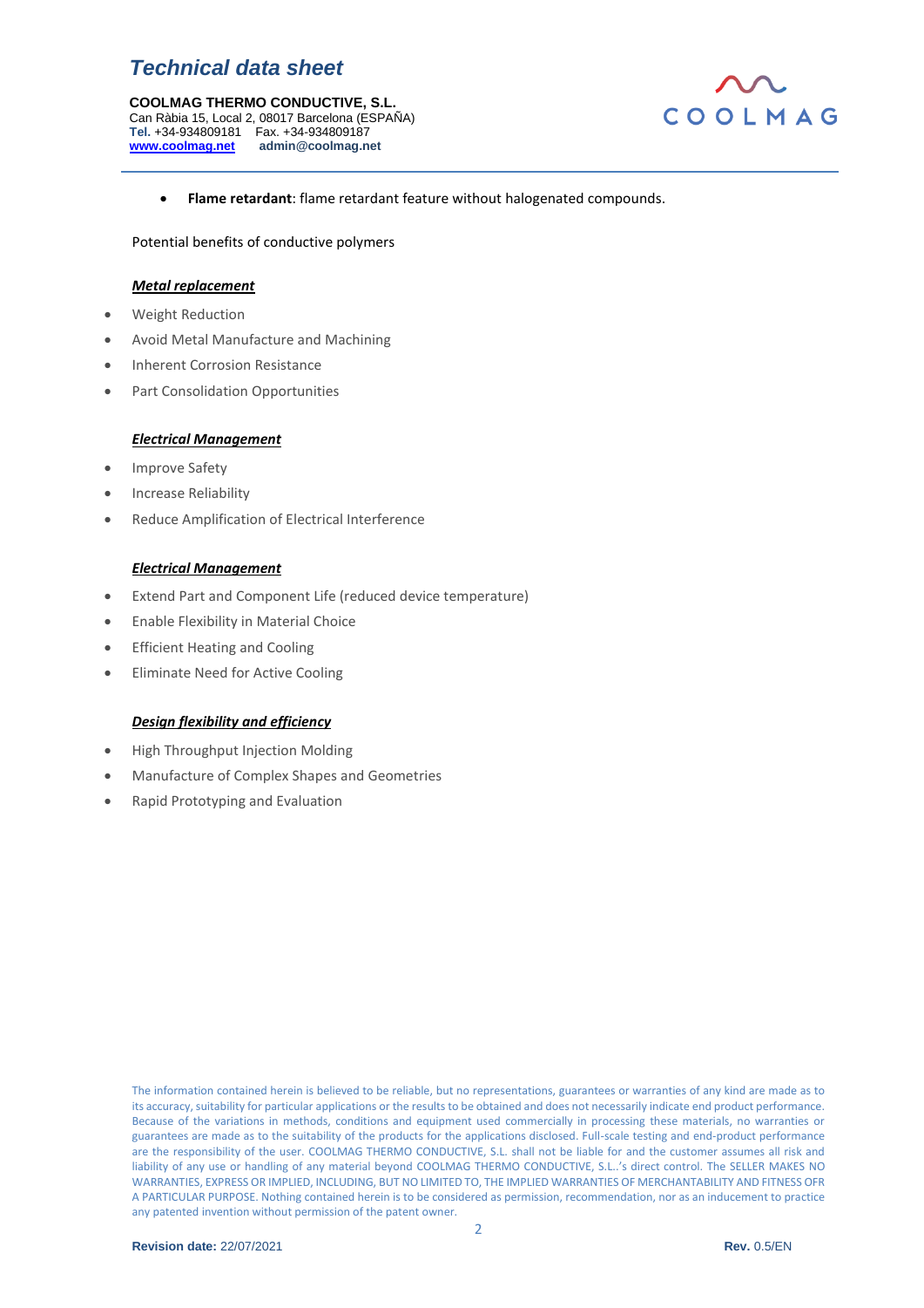- **Flame retardant**: flame retardant feature without halogenated compounds.

Potential benefits of conductive polymers

***Metal replacement***

- Weight Reduction
- Avoid Metal Manufacture and Machining
- Inherent Corrosion Resistance
- Part Consolidation Opportunities

***Electrical Management***

- Improve Safety
- Increase Reliability
- Reduce Amplification of Electrical Interference

***Electrical Management***

- Extend Part and Component Life (reduced device temperature)
- Enable Flexibility in Material Choice
- Efficient Heating and Cooling
- Eliminate Need for Active Cooling

***Design flexibility and efficiency***

- High Throughput Injection Molding
- Manufacture of Complex Shapes and Geometries
- Rapid Prototyping and Evaluation

The information contained herein is believed to be reliable, but no representations, guarantees or warranties of any kind are made as to its accuracy, suitability for particular applications or the results to be obtained and does not necessarily indicate end product performance. Because of the variations in methods, conditions and equipment used commercially in processing these materials, no warranties or guarantees are made as to the suitability of the products for the applications disclosed. Full-scale testing and end-product performance are the responsibility of the user. COOLMAG THERMO CONDUCTIVE, S.L. shall not be liable for and the customer assumes all risk and liability of any use or handling of any material beyond COOLMAG THERMO CONDUCTIVE, S.L..'s direct control. The SELLER MAKES NO WARRANTIES, EXPRESS OR IMPLIED, INCLUDING, BUT NO LIMITED TO, THE IMPLIED WARRANTIES OF MERCHANTABILITY AND FITNESS OFR A PARTICULAR PURPOSE. Nothing contained herein is to be considered as permission, recommendation, nor as an inducement to practice any patented invention without permission of the patent owner.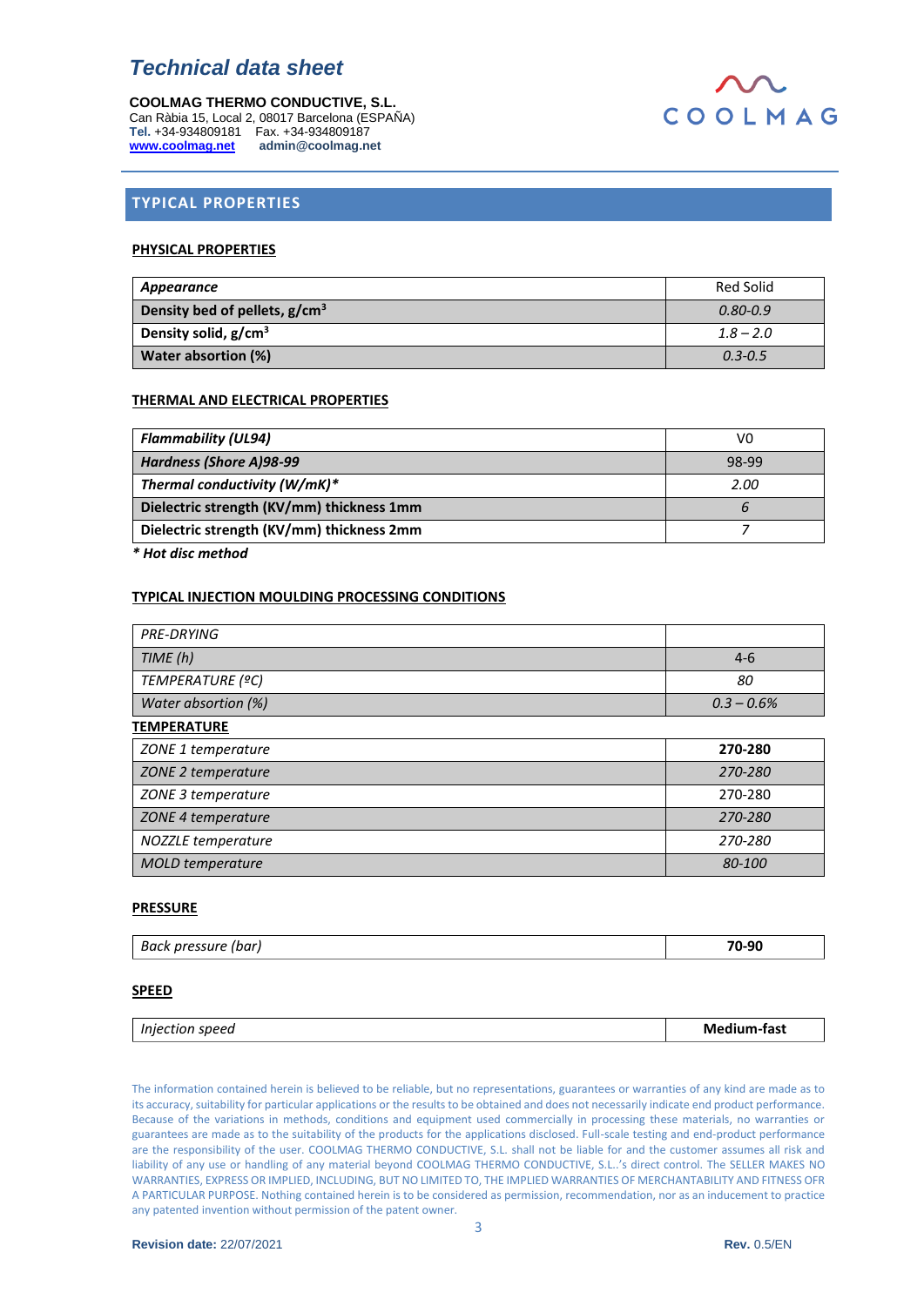# Technical data sheet

**COOLMAG THERMO CONDUCTIVE, S.L.**
Can Ràbia 15, Local 2, 08017 Barcelona (ESPAÑA)
**Tel.** +34-934809181 Fax. +34-934809187
**www.coolmag.net** **admin@coolmag.net**

## TYPICAL PROPERTIES

### PHYSICAL PROPERTIES

| Property | Value |
|---|---|
| ***Appearance*** | Red Solid |
| **Density bed of pellets, g/cm³** | *0.80-0.9* |
| **Density solid, g/cm³** | *1.8 – 2.0* |
| **Water absorption (%)** | *0.3-0.5* |

### THERMAL AND ELECTRICAL PROPERTIES

| Property | Value |
|---|---|
| ***Flammability (UL94)*** | V0 |
| ***Hardness (Shore A)98-99*** | 98-99 |
| ***Thermal conductivity (W/mK)**** | *2.00* |
| **Dielectric strength (KV/mm) thickness 1mm** | *6* |
| **Dielectric strength (KV/mm) thickness 2mm** | *7* |

***** Hot disc method***

### TYPICAL INJECTION MOULDING PROCESSING CONDITIONS

| Condition | Value |
|---|---|
| *PRE-DRYING* | |
| *TIME (h)* | 4-6 |
| *TEMPERATURE (ºC)* | *80* |
| *Water absorption (%)* | *0.3 – 0.6%* |

**TEMPERATURE**

| Zone | Value |
|---|---|
| *ZONE 1 temperature* | **270-280** |
| *ZONE 2 temperature* | *270-280* |
| *ZONE 3 temperature* | 270-280 |
| *ZONE 4 temperature* | *270-280* |
| *NOZZLE temperature* | *270-280* |
| *MOLD temperature* | *80-100* |

### PRESSURE

| Parameter | Value |
|---|---|
| *Back pressure (bar)* | **70-90** |

### SPEED

| Parameter | Value |
|---|---|
| *Injection speed* | **Medium-fast** |

The information contained herein is believed to be reliable, but no representations, guarantees or warranties of any kind are made as to its accuracy, suitability for particular applications or the results to be obtained and does not necessarily indicate end product performance. Because of the variations in methods, conditions and equipment used commercially in processing these materials, no warranties or guarantees are made as to the suitability of the products for the applications disclosed. Full-scale testing and end-product performance are the responsibility of the user. COOLMAG THERMO CONDUCTIVE, S.L. shall not be liable for and the customer assumes all risk and liability of any use or handling of any material beyond COOLMAG THERMO CONDUCTIVE, S.L..'s direct control. The SELLER MAKES NO WARRANTIES, EXPRESS OR IMPLIED, INCLUDING, BUT NO LIMITED TO, THE IMPLIED WARRANTIES OF MERCHANTABILITY AND FITNESS OFR A PARTICULAR PURPOSE. Nothing contained herein is to be considered as permission, recommendation, nor as an inducement to practice any patented invention without permission of the patent owner.

**Revision date:** 22/07/2021 **Rev.** 0.5/EN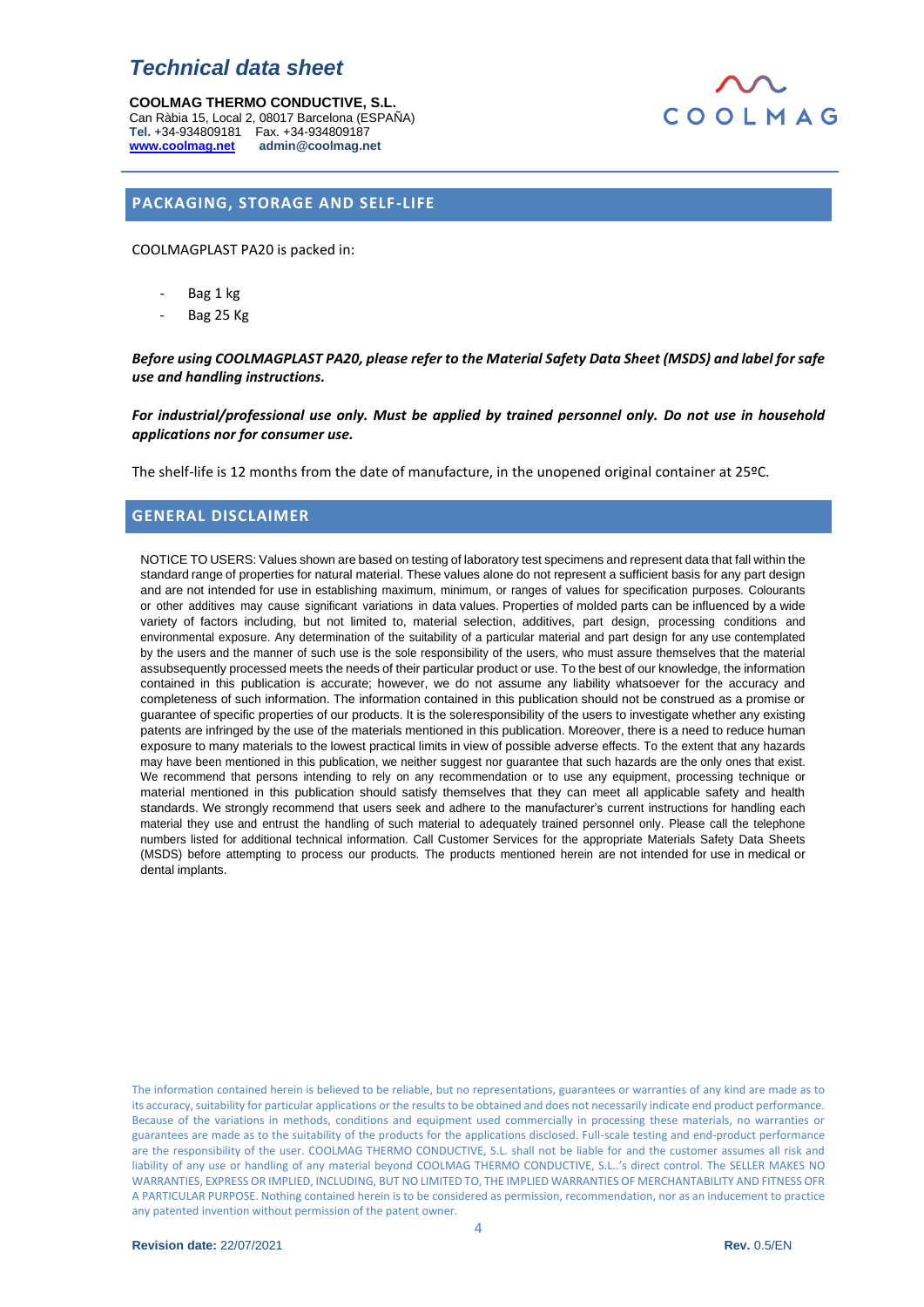## PACKAGING, STORAGE AND SELF-LIFE

COOLMAGPLAST PA20 is packed in:

- Bag 1 kg
- Bag 25 Kg

***Before using COOLMAGPLAST PA20, please refer to the Material Safety Data Sheet (MSDS) and label for safe use and handling instructions.***

***For industrial/professional use only. Must be applied by trained personnel only. Do not use in household applications nor for consumer use.***

The shelf-life is 12 months from the date of manufacture, in the unopened original container at 25ºC.

## GENERAL DISCLAIMER

NOTICE TO USERS: Values shown are based on testing of laboratory test specimens and represent data that fall within the standard range of properties for natural material. These values alone do not represent a sufficient basis for any part design and are not intended for use in establishing maximum, minimum, or ranges of values for specification purposes. Colourants or other additives may cause significant variations in data values. Properties of molded parts can be influenced by a wide variety of factors including, but not limited to, material selection, additives, part design, processing conditions and environmental exposure. Any determination of the suitability of a particular material and part design for any use contemplated by the users and the manner of such use is the sole responsibility of the users, who must assure themselves that the material assubsequently processed meets the needs of their particular product or use. To the best of our knowledge, the information contained in this publication is accurate; however, we do not assume any liability whatsoever for the accuracy and completeness of such information. The information contained in this publication should not be construed as a promise or guarantee of specific properties of our products. It is the soleresponsibility of the users to investigate whether any existing patents are infringed by the use of the materials mentioned in this publication. Moreover, there is a need to reduce human exposure to many materials to the lowest practical limits in view of possible adverse effects. To the extent that any hazards may have been mentioned in this publication, we neither suggest nor guarantee that such hazards are the only ones that exist. We recommend that persons intending to rely on any recommendation or to use any equipment, processing technique or material mentioned in this publication should satisfy themselves that they can meet all applicable safety and health standards. We strongly recommend that users seek and adhere to the manufacturer's current instructions for handling each material they use and entrust the handling of such material to adequately trained personnel only. Please call the telephone numbers listed for additional technical information. Call Customer Services for the appropriate Materials Safety Data Sheets (MSDS) before attempting to process our products. The products mentioned herein are not intended for use in medical or dental implants.

The information contained herein is believed to be reliable, but no representations, guarantees or warranties of any kind are made as to its accuracy, suitability for particular applications or the results to be obtained and does not necessarily indicate end product performance. Because of the variations in methods, conditions and equipment used commercially in processing these materials, no warranties or guarantees are made as to the suitability of the products for the applications disclosed. Full-scale testing and end-product performance are the responsibility of the user. COOLMAG THERMO CONDUCTIVE, S.L. shall not be liable for and the customer assumes all risk and liability of any use or handling of any material beyond COOLMAG THERMO CONDUCTIVE, S.L..'s direct control. The SELLER MAKES NO WARRANTIES, EXPRESS OR IMPLIED, INCLUDING, BUT NO LIMITED TO, THE IMPLIED WARRANTIES OF MERCHANTABILITY AND FITNESS OFR A PARTICULAR PURPOSE. Nothing contained herein is to be considered as permission, recommendation, nor as an inducement to practice any patented invention without permission of the patent owner.